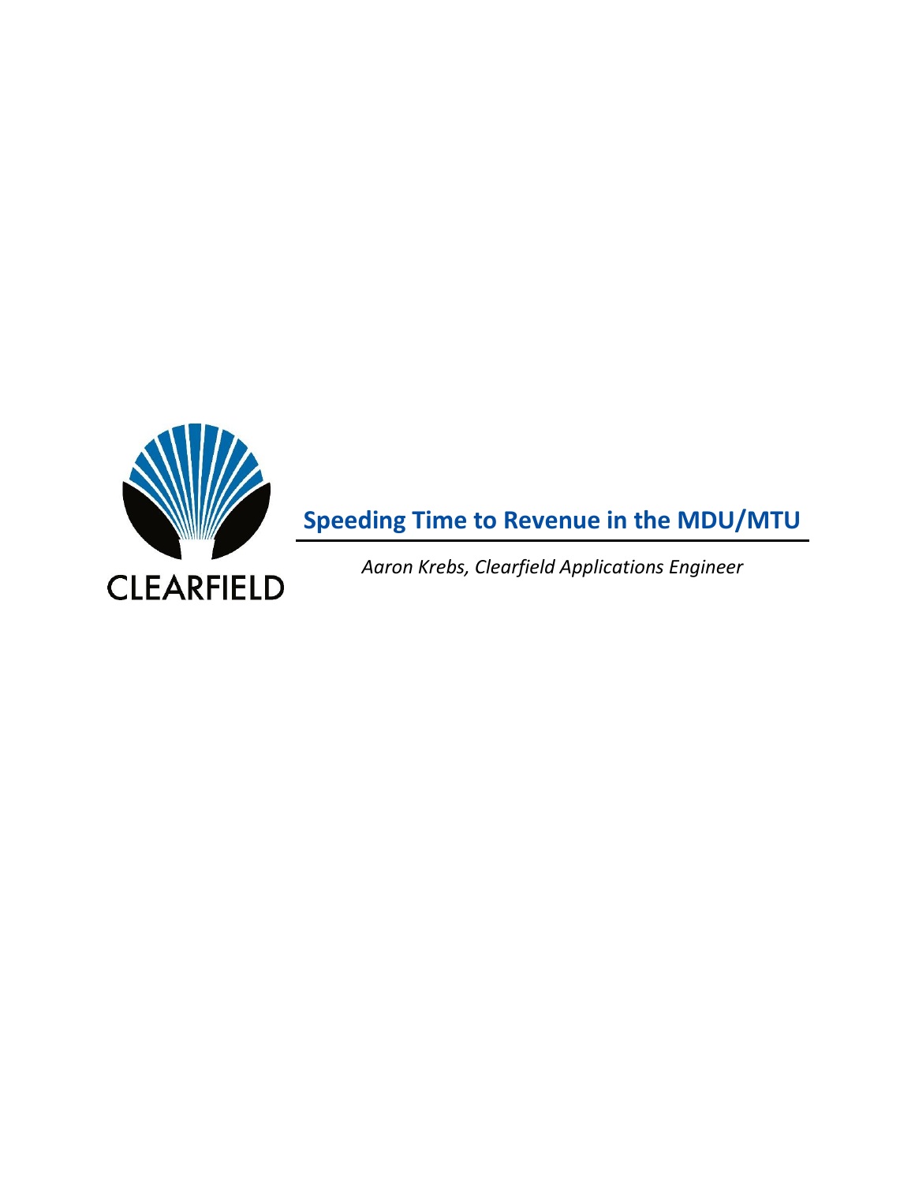CLEARFIELD

# Speeding Time to Revenue in the MDU/MTU

*Aaron Krebs, Clearfield Applications Engineer*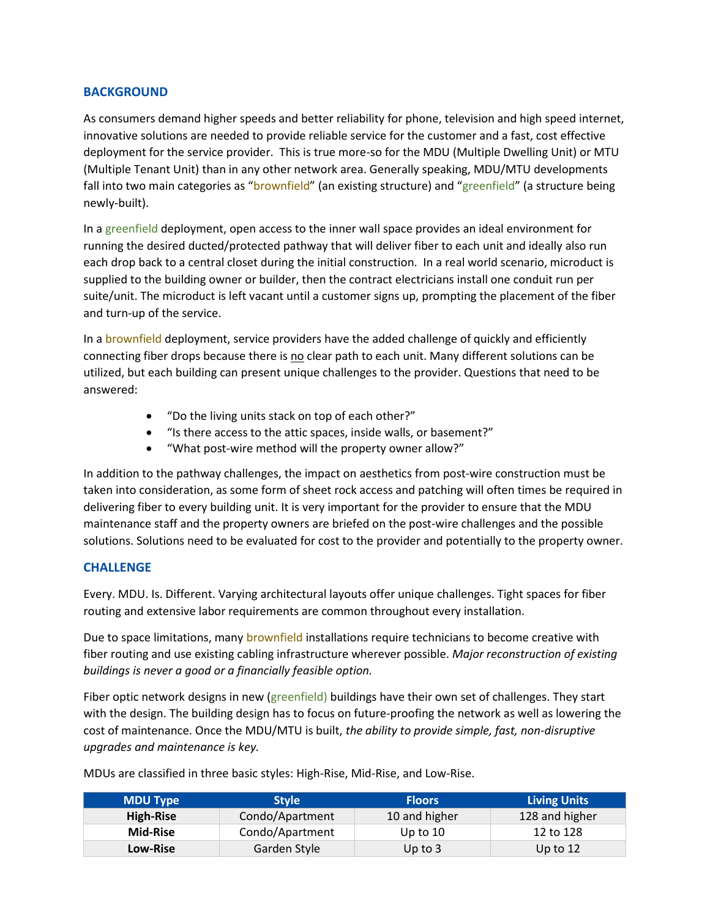## BACKGROUND

As consumers demand higher speeds and better reliability for phone, television and high speed internet, innovative solutions are needed to provide reliable service for the customer and a fast, cost effective deployment for the service provider. This is true more-so for the MDU (Multiple Dwelling Unit) or MTU (Multiple Tenant Unit) than in any other network area. Generally speaking, MDU/MTU developments fall into two main categories as "brownfield" (an existing structure) and "greenfield" (a structure being newly-built).

In a greenfield deployment, open access to the inner wall space provides an ideal environment for running the desired ducted/protected pathway that will deliver fiber to each unit and ideally also run each drop back to a central closet during the initial construction. In a real world scenario, microduct is supplied to the building owner or builder, then the contract electricians install one conduit run per suite/unit. The microduct is left vacant until a customer signs up, prompting the placement of the fiber and turn-up of the service.

In a brownfield deployment, service providers have the added challenge of quickly and efficiently connecting fiber drops because there is <u>no</u> clear path to each unit. Many different solutions can be utilized, but each building can present unique challenges to the provider. Questions that need to be answered:

- "Do the living units stack on top of each other?"
- "Is there access to the attic spaces, inside walls, or basement?"
- "What post-wire method will the property owner allow?"

In addition to the pathway challenges, the impact on aesthetics from post-wire construction must be taken into consideration, as some form of sheet rock access and patching will often times be required in delivering fiber to every building unit. It is very important for the provider to ensure that the MDU maintenance staff and the property owners are briefed on the post-wire challenges and the possible solutions. Solutions need to be evaluated for cost to the provider and potentially to the property owner.

## CHALLENGE

Every. MDU. Is. Different. Varying architectural layouts offer unique challenges. Tight spaces for fiber routing and extensive labor requirements are common throughout every installation.

Due to space limitations, many brownfield installations require technicians to become creative with fiber routing and use existing cabling infrastructure wherever possible. *Major reconstruction of existing buildings is never a good or a financially feasible option.*

Fiber optic network designs in new (greenfield) buildings have their own set of challenges. They start with the design. The building design has to focus on future-proofing the network as well as lowering the cost of maintenance. Once the MDU/MTU is built, *the ability to provide simple, fast, non-disruptive upgrades and maintenance is key.*

MDUs are classified in three basic styles: High-Rise, Mid-Rise, and Low-Rise.

| MDU Type | Style | Floors | Living Units |
|---|---|---|---|
| **High-Rise** | Condo/Apartment | 10 and higher | 128 and higher |
| **Mid-Rise** | Condo/Apartment | Up to 10 | 12 to 128 |
| **Low-Rise** | Garden Style | Up to 3 | Up to 12 |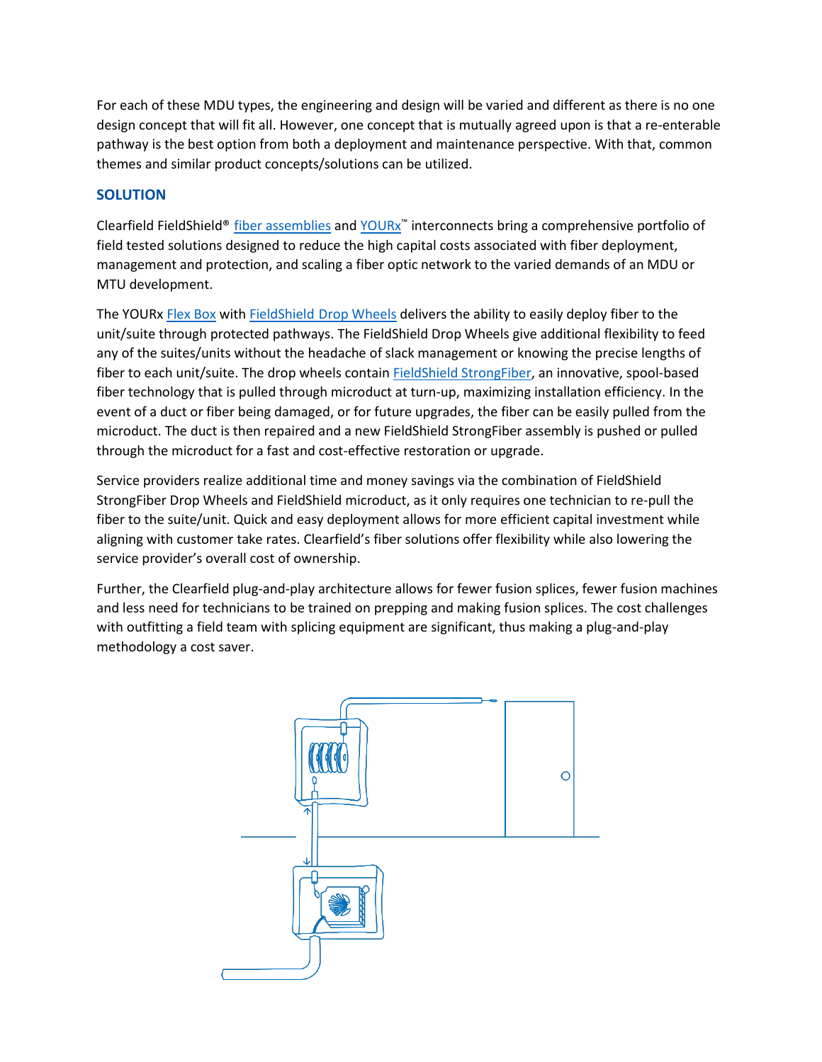For each of these MDU types, the engineering and design will be varied and different as there is no one design concept that will fit all. However, one concept that is mutually agreed upon is that a re-enterable pathway is the best option from both a deployment and maintenance perspective. With that, common themes and similar product concepts/solutions can be utilized.

## SOLUTION

Clearfield FieldShield® fiber assemblies and YOURx™ interconnects bring a comprehensive portfolio of field tested solutions designed to reduce the high capital costs associated with fiber deployment, management and protection, and scaling a fiber optic network to the varied demands of an MDU or MTU development.

The YOURx Flex Box with FieldShield Drop Wheels delivers the ability to easily deploy fiber to the unit/suite through protected pathways. The FieldShield Drop Wheels give additional flexibility to feed any of the suites/units without the headache of slack management or knowing the precise lengths of fiber to each unit/suite. The drop wheels contain FieldShield StrongFiber, an innovative, spool-based fiber technology that is pulled through microduct at turn-up, maximizing installation efficiency. In the event of a duct or fiber being damaged, or for future upgrades, the fiber can be easily pulled from the microduct. The duct is then repaired and a new FieldShield StrongFiber assembly is pushed or pulled through the microduct for a fast and cost-effective restoration or upgrade.

Service providers realize additional time and money savings via the combination of FieldShield StrongFiber Drop Wheels and FieldShield microduct, as it only requires one technician to re-pull the fiber to the suite/unit. Quick and easy deployment allows for more efficient capital investment while aligning with customer take rates. Clearfield's fiber solutions offer flexibility while also lowering the service provider's overall cost of ownership.

Further, the Clearfield plug-and-play architecture allows for fewer fusion splices, fewer fusion machines and less need for technicians to be trained on prepping and making fusion splices. The cost challenges with outfitting a field team with splicing equipment are significant, thus making a plug-and-play methodology a cost saver.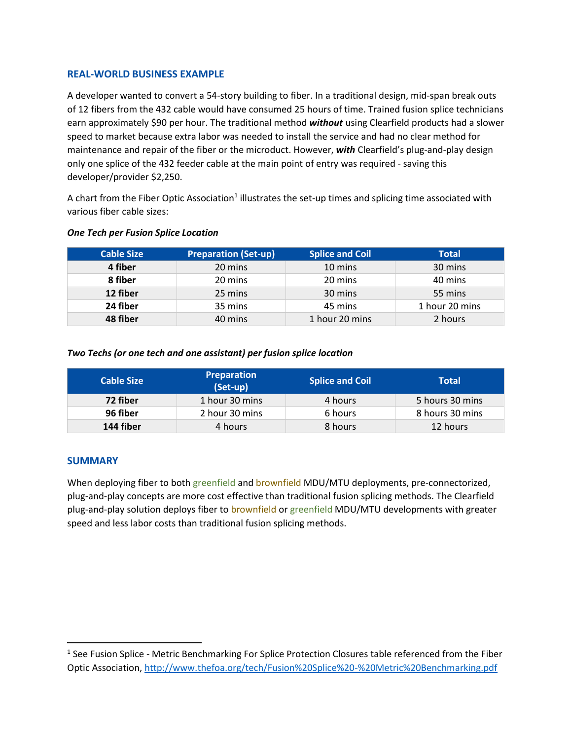## REAL-WORLD BUSINESS EXAMPLE

A developer wanted to convert a 54-story building to fiber. In a traditional design, mid-span break outs of 12 fibers from the 432 cable would have consumed 25 hours of time. Trained fusion splice technicians earn approximately $90 per hour. The traditional method ***without*** using Clearfield products had a slower speed to market because extra labor was needed to install the service and had no clear method for maintenance and repair of the fiber or the microduct. However, ***with*** Clearfield's plug-and-play design only one splice of the 432 feeder cable at the main point of entry was required - saving this developer/provider $2,250.

A chart from the Fiber Optic Association[1] illustrates the set-up times and splicing time associated with various fiber cable sizes:

***One Tech per Fusion Splice Location***

| Cable Size | Preparation (Set-up) | Splice and Coil | Total |
|---|---|---|---|
| **4 fiber** | 20 mins | 10 mins | 30 mins |
| **8 fiber** | 20 mins | 20 mins | 40 mins |
| **12 fiber** | 25 mins | 30 mins | 55 mins |
| **24 fiber** | 35 mins | 45 mins | 1 hour 20 mins |
| **48 fiber** | 40 mins | 1 hour 20 mins | 2 hours |

***Two Techs (or one tech and one assistant) per fusion splice location***

| Cable Size | Preparation (Set-up) | Splice and Coil | Total |
|---|---|---|---|
| **72 fiber** | 1 hour 30 mins | 4 hours | 5 hours 30 mins |
| **96 fiber** | 2 hour 30 mins | 6 hours | 8 hours 30 mins |
| **144 fiber** | 4 hours | 8 hours | 12 hours |

## SUMMARY

When deploying fiber to both greenfield and brownfield MDU/MTU deployments, pre-connectorized, plug-and-play concepts are more cost effective than traditional fusion splicing methods. The Clearfield plug-and-play solution deploys fiber to brownfield or greenfield MDU/MTU developments with greater speed and less labor costs than traditional fusion splicing methods.

---

[1] See Fusion Splice - Metric Benchmarking For Splice Protection Closures table referenced from the Fiber Optic Association, http://www.thefoa.org/tech/Fusion%20Splice%20-%20Metric%20Benchmarking.pdf